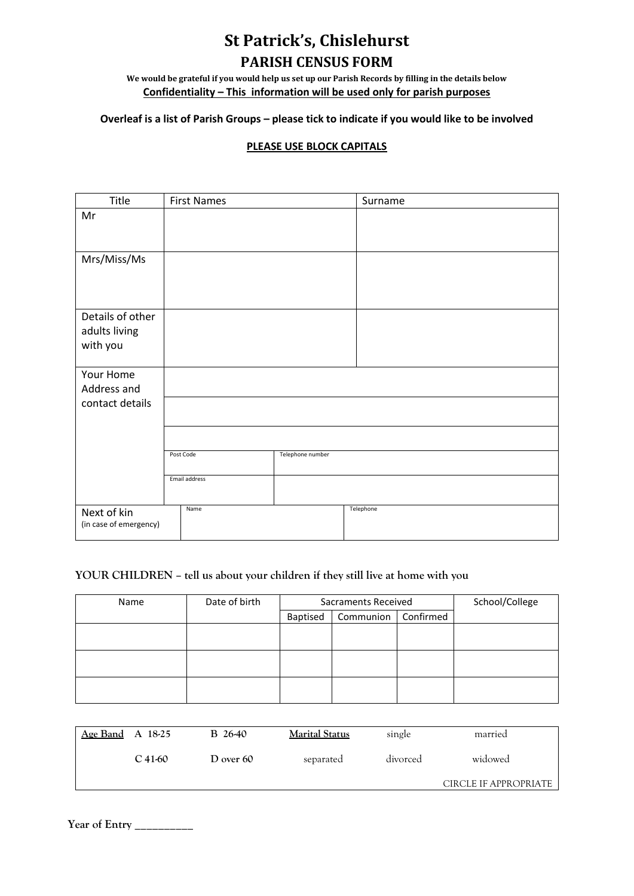# St Patrick's, Chislehurst

## PARISH CENSUS FORM

**We would be grateful if you would help us set up our Parish Records by filling in the details below**

**Confidentiality – This information will be used only for parish purposes**

**Overleaf is a list of Parish Groups – please tick to indicate if you would like to be involved**

**PLEASE USE BLOCK CAPITALS**

| Title | First Names | | Surname |
|---|---|---|---|
| Mr | | | |
| Mrs/Miss/Ms | | | |
| Details of other adults living with you | | | |
| Your Home Address and contact details | | | |
| | | | |
| | | | |
| | Post Code | Telephone number | |
| | Email address | | |
| Next of kin (in case of emergency) | Name | | Telephone |

**YOUR CHILDREN – tell us about your children if they still live at home with you**

| Name | Date of birth | Sacraments Received | | | School/College |
|---|---|---|---|---|---|
| | | Baptised | Communion | Confirmed | |
| | | | | | |
| | | | | | |
| | | | | | |

| Age Band | A 18-25 | B 26-40 | Marital Status | single | married |
|---|---|---|---|---|---|
| | C 41-60 | D over 60 | separated | divorced | widowed |
| | | | | | CIRCLE IF APPROPRIATE |

**Year of Entry __________**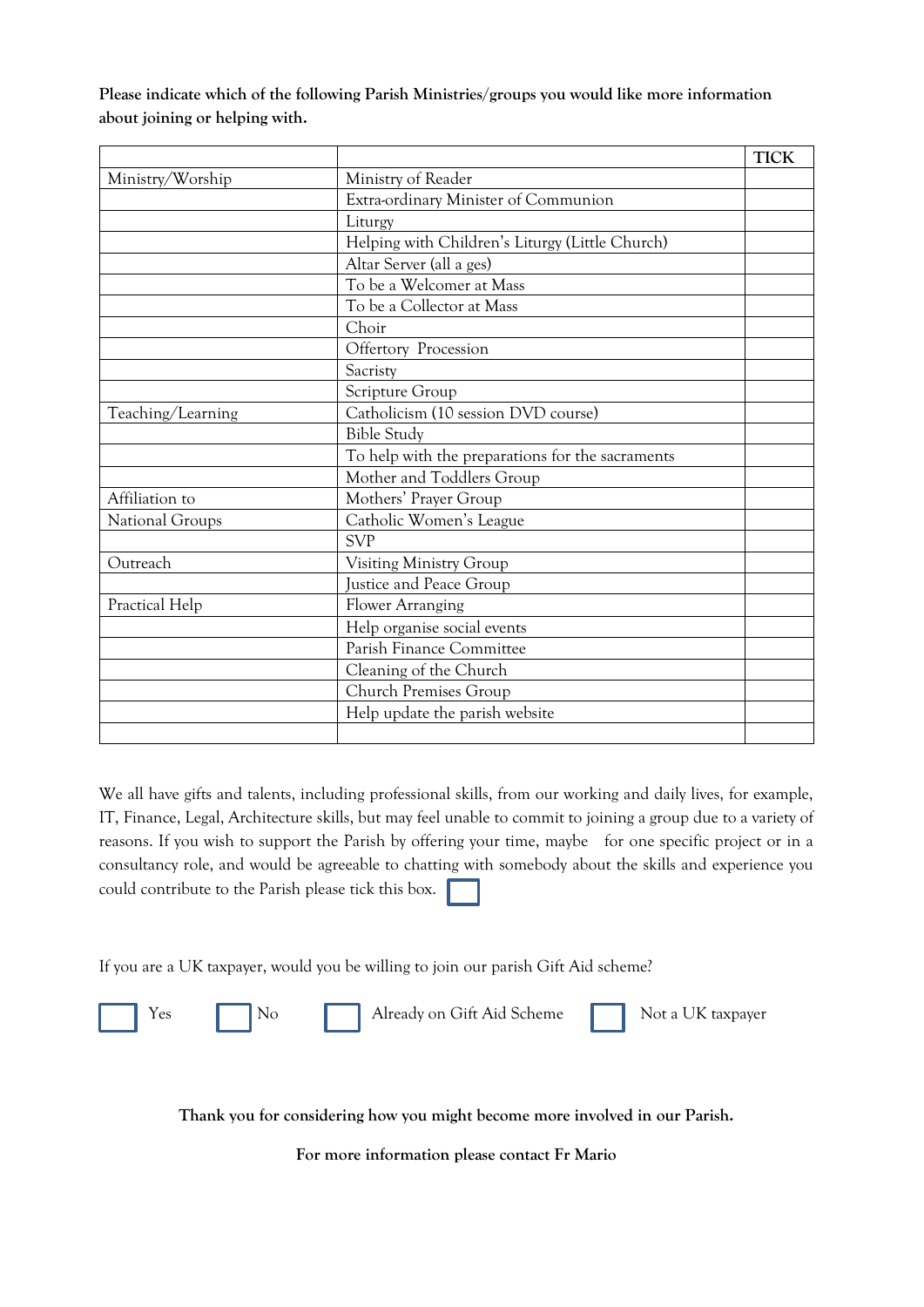**Please indicate which of the following Parish Ministries/groups you would like more information about joining or helping with.**

| | | TICK |
|---|---|---|
| Ministry/Worship | Ministry of Reader | |
| | Extra-ordinary Minister of Communion | |
| | Liturgy | |
| | Helping with Children's Liturgy (Little Church) | |
| | Altar Server (all a ges) | |
| | To be a Welcomer at Mass | |
| | To be a Collector at Mass | |
| | Choir | |
| | Offertory Procession | |
| | Sacristy | |
| | Scripture Group | |
| Teaching/Learning | Catholicism (10 session DVD course) | |
| | Bible Study | |
| | To help with the preparations for the sacraments | |
| | Mother and Toddlers Group | |
| Affiliation to | Mothers' Prayer Group | |
| National Groups | Catholic Women's League | |
| | SVP | |
| Outreach | Visiting Ministry Group | |
| | Justice and Peace Group | |
| Practical Help | Flower Arranging | |
| | Help organise social events | |
| | Parish Finance Committee | |
| | Cleaning of the Church | |
| | Church Premises Group | |
| | Help update the parish website | |
| | | |

We all have gifts and talents, including professional skills, from our working and daily lives, for example, IT, Finance, Legal, Architecture skills, but may feel unable to commit to joining a group due to a variety of reasons. If you wish to support the Parish by offering your time, maybe for one specific project or in a consultancy role, and would be agreeable to chatting with somebody about the skills and experience you could contribute to the Parish please tick this box. ☐

If you are a UK taxpayer, would you be willing to join our parish Gift Aid scheme?

☐ Yes ☐ No ☐ Already on Gift Aid Scheme ☐ Not a UK taxpayer

**Thank you for considering how you might become more involved in our Parish.**

**For more information please contact Fr Mario**